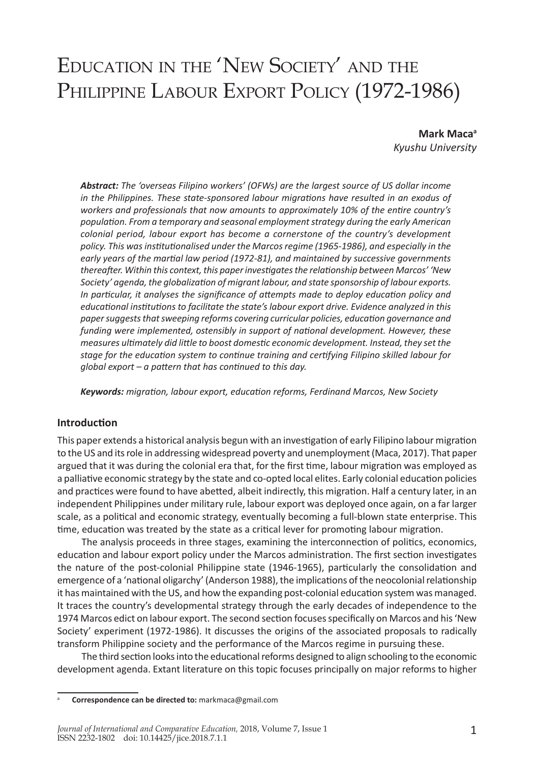# Education in the 'New Society' and the Philippine Labour Export Policy (1972-1986)

**Mark Maca**[a]
*Kyushu University*

***Abstract:*** *The 'overseas Filipino workers' (OFWs) are the largest source of US dollar income in the Philippines. These state-sponsored labour migrations have resulted in an exodus of workers and professionals that now amounts to approximately 10% of the entire country's population. From a temporary and seasonal employment strategy during the early American colonial period, labour export has become a cornerstone of the country's development policy. This was institutionalised under the Marcos regime (1965-1986), and especially in the early years of the martial law period (1972-81), and maintained by successive governments thereafter. Within this context, this paper investigates the relationship between Marcos' 'New Society' agenda, the globalization of migrant labour, and state sponsorship of labour exports. In particular, it analyses the significance of attempts made to deploy education policy and educational institutions to facilitate the state's labour export drive. Evidence analyzed in this paper suggests that sweeping reforms covering curricular policies, education governance and funding were implemented, ostensibly in support of national development. However, these measures ultimately did little to boost domestic economic development. Instead, they set the stage for the education system to continue training and certifying Filipino skilled labour for global export – a pattern that has continued to this day.*

***Keywords:*** *migration, labour export, education reforms, Ferdinand Marcos, New Society*

## Introduction

This paper extends a historical analysis begun with an investigation of early Filipino labour migration to the US and its role in addressing widespread poverty and unemployment (Maca, 2017). That paper argued that it was during the colonial era that, for the first time, labour migration was employed as a palliative economic strategy by the state and co-opted local elites. Early colonial education policies and practices were found to have abetted, albeit indirectly, this migration. Half a century later, in an independent Philippines under military rule, labour export was deployed once again, on a far larger scale, as a political and economic strategy, eventually becoming a full-blown state enterprise. This time, education was treated by the state as a critical lever for promoting labour migration.

The analysis proceeds in three stages, examining the interconnection of politics, economics, education and labour export policy under the Marcos administration. The first section investigates the nature of the post-colonial Philippine state (1946-1965), particularly the consolidation and emergence of a 'national oligarchy' (Anderson 1988), the implications of the neocolonial relationship it has maintained with the US, and how the expanding post-colonial education system was managed. It traces the country's developmental strategy through the early decades of independence to the 1974 Marcos edict on labour export. The second section focuses specifically on Marcos and his 'New Society' experiment (1972-1986). It discusses the origins of the associated proposals to radically transform Philippine society and the performance of the Marcos regime in pursuing these.

The third section looks into the educational reforms designed to align schooling to the economic development agenda. Extant literature on this topic focuses principally on major reforms to higher

[a] **Correspondence can be directed to:** markmaca@gmail.com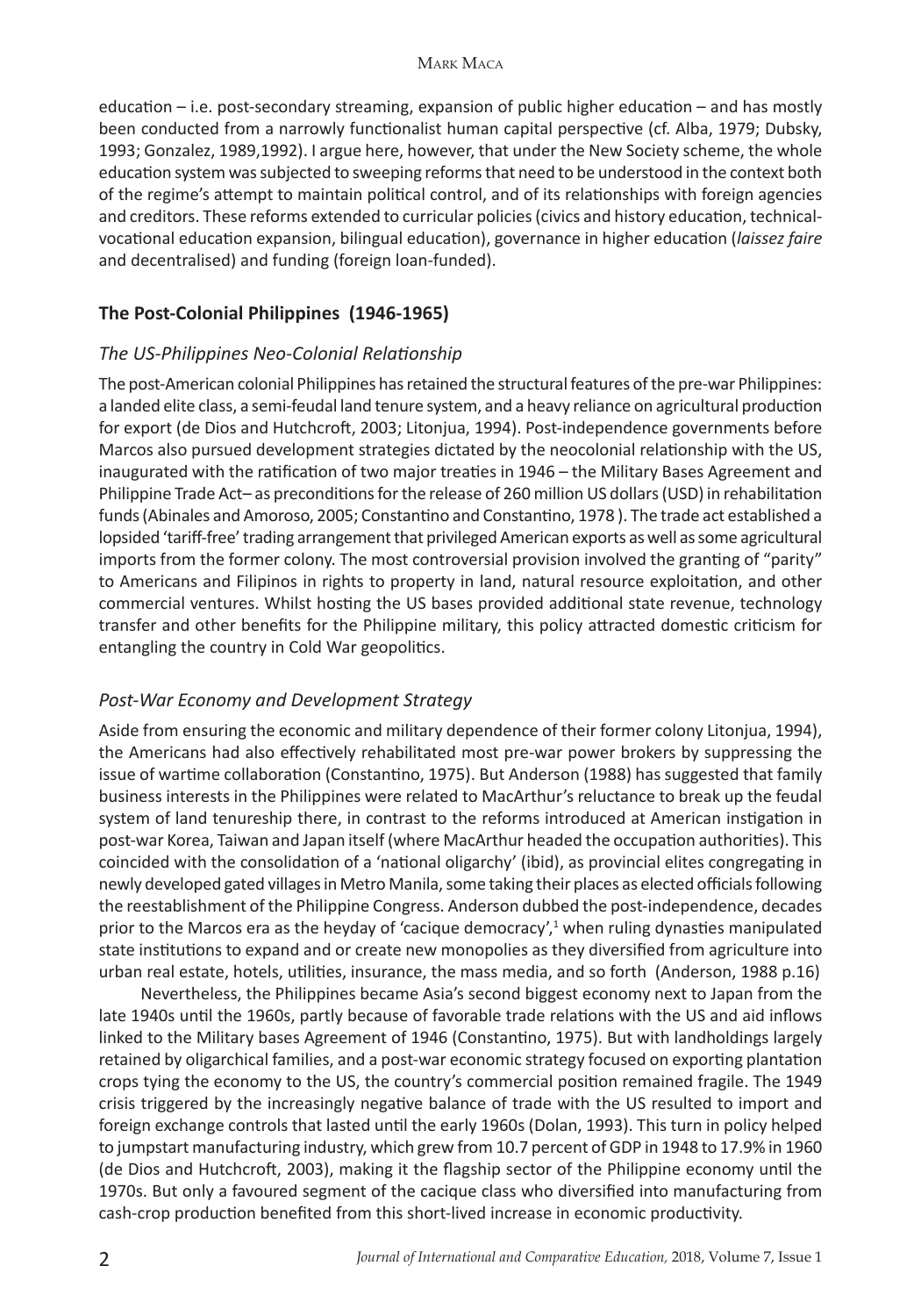education – i.e. post-secondary streaming, expansion of public higher education – and has mostly been conducted from a narrowly functionalist human capital perspective (cf. Alba, 1979; Dubsky, 1993; Gonzalez, 1989,1992). I argue here, however, that under the New Society scheme, the whole education system was subjected to sweeping reforms that need to be understood in the context both of the regime's attempt to maintain political control, and of its relationships with foreign agencies and creditors. These reforms extended to curricular policies (civics and history education, technical-vocational education expansion, bilingual education), governance in higher education (*laissez faire* and decentralised) and funding (foreign loan-funded).

## The Post-Colonial Philippines (1946-1965)

### *The US-Philippines Neo-Colonial Relationship*

The post-American colonial Philippines has retained the structural features of the pre-war Philippines: a landed elite class, a semi-feudal land tenure system, and a heavy reliance on agricultural production for export (de Dios and Hutchcroft, 2003; Litonjua, 1994). Post-independence governments before Marcos also pursued development strategies dictated by the neocolonial relationship with the US, inaugurated with the ratification of two major treaties in 1946 – the Military Bases Agreement and Philippine Trade Act– as preconditions for the release of 260 million US dollars (USD) in rehabilitation funds (Abinales and Amoroso, 2005; Constantino and Constantino, 1978 ). The trade act established a lopsided 'tariff-free' trading arrangement that privileged American exports as well as some agricultural imports from the former colony. The most controversial provision involved the granting of "parity" to Americans and Filipinos in rights to property in land, natural resource exploitation, and other commercial ventures. Whilst hosting the US bases provided additional state revenue, technology transfer and other benefits for the Philippine military, this policy attracted domestic criticism for entangling the country in Cold War geopolitics.

### *Post-War Economy and Development Strategy*

Aside from ensuring the economic and military dependence of their former colony Litonjua, 1994), the Americans had also effectively rehabilitated most pre-war power brokers by suppressing the issue of wartime collaboration (Constantino, 1975). But Anderson (1988) has suggested that family business interests in the Philippines were related to MacArthur's reluctance to break up the feudal system of land tenureship there, in contrast to the reforms introduced at American instigation in post-war Korea, Taiwan and Japan itself (where MacArthur headed the occupation authorities). This coincided with the consolidation of a 'national oligarchy' (ibid), as provincial elites congregating in newly developed gated villages in Metro Manila, some taking their places as elected officials following the reestablishment of the Philippine Congress. Anderson dubbed the post-independence, decades prior to the Marcos era as the heyday of 'cacique democracy',[1] when ruling dynasties manipulated state institutions to expand and or create new monopolies as they diversified from agriculture into urban real estate, hotels, utilities, insurance, the mass media, and so forth (Anderson, 1988 p.16)

Nevertheless, the Philippines became Asia's second biggest economy next to Japan from the late 1940s until the 1960s, partly because of favorable trade relations with the US and aid inflows linked to the Military bases Agreement of 1946 (Constantino, 1975). But with landholdings largely retained by oligarchical families, and a post-war economic strategy focused on exporting plantation crops tying the economy to the US, the country's commercial position remained fragile. The 1949 crisis triggered by the increasingly negative balance of trade with the US resulted to import and foreign exchange controls that lasted until the early 1960s (Dolan, 1993). This turn in policy helped to jumpstart manufacturing industry, which grew from 10.7 percent of GDP in 1948 to 17.9% in 1960 (de Dios and Hutchcroft, 2003), making it the flagship sector of the Philippine economy until the 1970s. But only a favoured segment of the cacique class who diversified into manufacturing from cash-crop production benefited from this short-lived increase in economic productivity.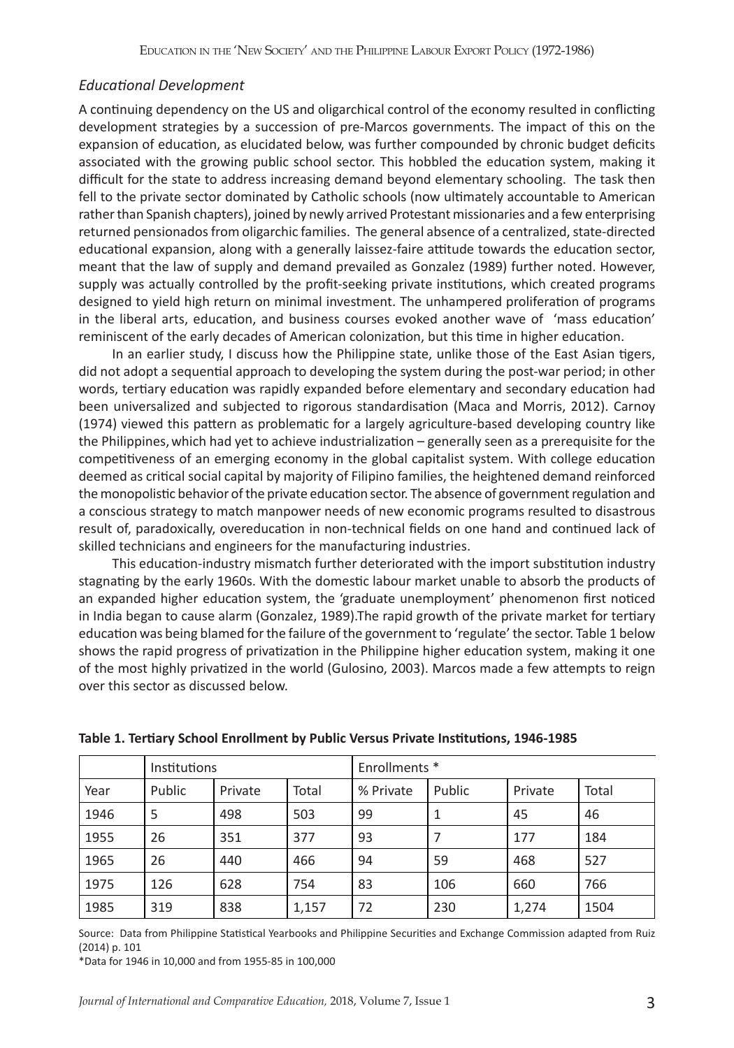### *Educational Development*

A continuing dependency on the US and oligarchical control of the economy resulted in conflicting development strategies by a succession of pre-Marcos governments. The impact of this on the expansion of education, as elucidated below, was further compounded by chronic budget deficits associated with the growing public school sector. This hobbled the education system, making it difficult for the state to address increasing demand beyond elementary schooling. The task then fell to the private sector dominated by Catholic schools (now ultimately accountable to American rather than Spanish chapters), joined by newly arrived Protestant missionaries and a few enterprising returned pensionados from oligarchic families. The general absence of a centralized, state-directed educational expansion, along with a generally laissez-faire attitude towards the education sector, meant that the law of supply and demand prevailed as Gonzalez (1989) further noted. However, supply was actually controlled by the profit-seeking private institutions, which created programs designed to yield high return on minimal investment. The unhampered proliferation of programs in the liberal arts, education, and business courses evoked another wave of 'mass education' reminiscent of the early decades of American colonization, but this time in higher education.

In an earlier study, I discuss how the Philippine state, unlike those of the East Asian tigers, did not adopt a sequential approach to developing the system during the post-war period; in other words, tertiary education was rapidly expanded before elementary and secondary education had been universalized and subjected to rigorous standardisation (Maca and Morris, 2012). Carnoy (1974) viewed this pattern as problematic for a largely agriculture-based developing country like the Philippines, which had yet to achieve industrialization – generally seen as a prerequisite for the competitiveness of an emerging economy in the global capitalist system. With college education deemed as critical social capital by majority of Filipino families, the heightened demand reinforced the monopolistic behavior of the private education sector. The absence of government regulation and a conscious strategy to match manpower needs of new economic programs resulted to disastrous result of, paradoxically, overeducation in non-technical fields on one hand and continued lack of skilled technicians and engineers for the manufacturing industries.

This education-industry mismatch further deteriorated with the import substitution industry stagnating by the early 1960s. With the domestic labour market unable to absorb the products of an expanded higher education system, the 'graduate unemployment' phenomenon first noticed in India began to cause alarm (Gonzalez, 1989).The rapid growth of the private market for tertiary education was being blamed for the failure of the government to 'regulate' the sector. Table 1 below shows the rapid progress of privatization in the Philippine higher education system, making it one of the most highly privatized in the world (Gulosino, 2003). Marcos made a few attempts to reign over this sector as discussed below.

**Table 1. Tertiary School Enrollment by Public Versus Private Institutions, 1946-1985**

| | Institutions | | | Enrollments * | | | |
|---|---|---|---|---|---|---|---|
| Year | Public | Private | Total | % Private | Public | Private | Total |
| 1946 | 5 | 498 | 503 | 99 | 1 | 45 | 46 |
| 1955 | 26 | 351 | 377 | 93 | 7 | 177 | 184 |
| 1965 | 26 | 440 | 466 | 94 | 59 | 468 | 527 |
| 1975 | 126 | 628 | 754 | 83 | 106 | 660 | 766 |
| 1985 | 319 | 838 | 1,157 | 72 | 230 | 1,274 | 1504 |

Source: Data from Philippine Statistical Yearbooks and Philippine Securities and Exchange Commission adapted from Ruiz (2014) p. 101

*Data for 1946 in 10,000 and from 1955-85 in 100,000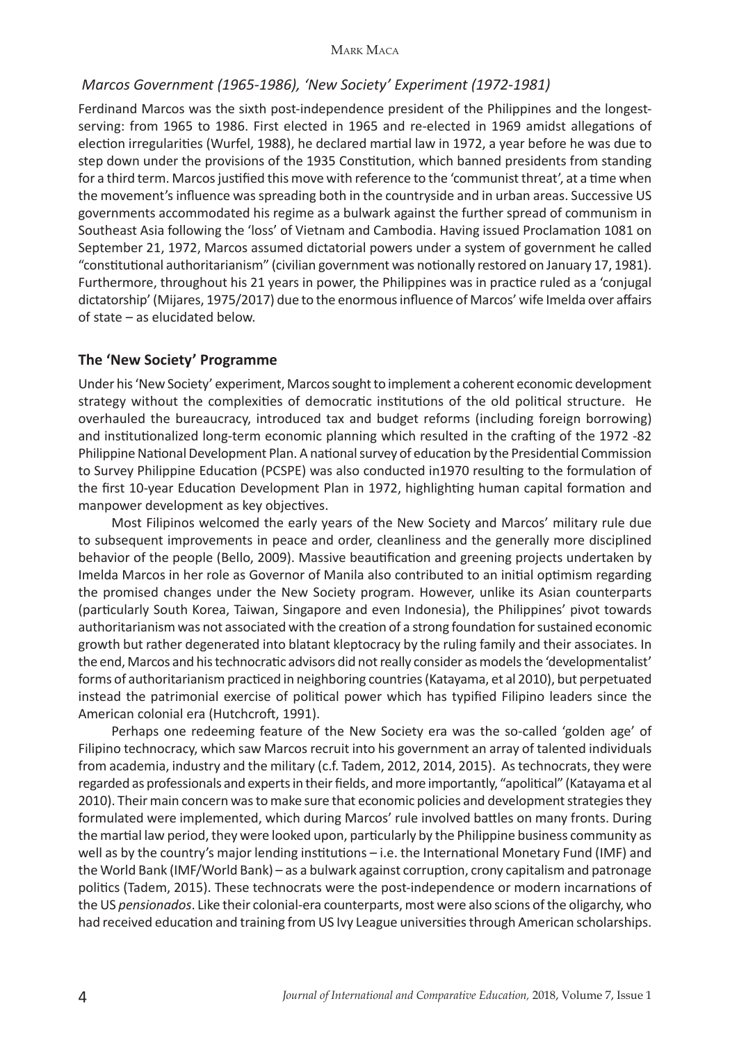*Marcos Government (1965-1986), 'New Society' Experiment (1972-1981)*

Ferdinand Marcos was the sixth post-independence president of the Philippines and the longest-serving: from 1965 to 1986. First elected in 1965 and re-elected in 1969 amidst allegations of election irregularities (Wurfel, 1988), he declared martial law in 1972, a year before he was due to step down under the provisions of the 1935 Constitution, which banned presidents from standing for a third term. Marcos justified this move with reference to the 'communist threat', at a time when the movement's influence was spreading both in the countryside and in urban areas. Successive US governments accommodated his regime as a bulwark against the further spread of communism in Southeast Asia following the 'loss' of Vietnam and Cambodia. Having issued Proclamation 1081 on September 21, 1972, Marcos assumed dictatorial powers under a system of government he called "constitutional authoritarianism" (civilian government was notionally restored on January 17, 1981). Furthermore, throughout his 21 years in power, the Philippines was in practice ruled as a 'conjugal dictatorship' (Mijares, 1975/2017) due to the enormous influence of Marcos' wife Imelda over affairs of state – as elucidated below.

## The 'New Society' Programme

Under his 'New Society' experiment, Marcos sought to implement a coherent economic development strategy without the complexities of democratic institutions of the old political structure. He overhauled the bureaucracy, introduced tax and budget reforms (including foreign borrowing) and institutionalized long-term economic planning which resulted in the crafting of the 1972 -82 Philippine National Development Plan. A national survey of education by the Presidential Commission to Survey Philippine Education (PCSPE) was also conducted in1970 resulting to the formulation of the first 10-year Education Development Plan in 1972, highlighting human capital formation and manpower development as key objectives.

Most Filipinos welcomed the early years of the New Society and Marcos' military rule due to subsequent improvements in peace and order, cleanliness and the generally more disciplined behavior of the people (Bello, 2009). Massive beautification and greening projects undertaken by Imelda Marcos in her role as Governor of Manila also contributed to an initial optimism regarding the promised changes under the New Society program. However, unlike its Asian counterparts (particularly South Korea, Taiwan, Singapore and even Indonesia), the Philippines' pivot towards authoritarianism was not associated with the creation of a strong foundation for sustained economic growth but rather degenerated into blatant kleptocracy by the ruling family and their associates. In the end, Marcos and his technocratic advisors did not really consider as models the 'developmentalist' forms of authoritarianism practiced in neighboring countries (Katayama, et al 2010), but perpetuated instead the patrimonial exercise of political power which has typified Filipino leaders since the American colonial era (Hutchcroft, 1991).

Perhaps one redeeming feature of the New Society era was the so-called 'golden age' of Filipino technocracy, which saw Marcos recruit into his government an array of talented individuals from academia, industry and the military (c.f. Tadem, 2012, 2014, 2015). As technocrats, they were regarded as professionals and experts in their fields, and more importantly, "apolitical" (Katayama et al 2010). Their main concern was to make sure that economic policies and development strategies they formulated were implemented, which during Marcos' rule involved battles on many fronts. During the martial law period, they were looked upon, particularly by the Philippine business community as well as by the country's major lending institutions – i.e. the International Monetary Fund (IMF) and the World Bank (IMF/World Bank) – as a bulwark against corruption, crony capitalism and patronage politics (Tadem, 2015). These technocrats were the post-independence or modern incarnations of the US *pensionados*. Like their colonial-era counterparts, most were also scions of the oligarchy, who had received education and training from US Ivy League universities through American scholarships.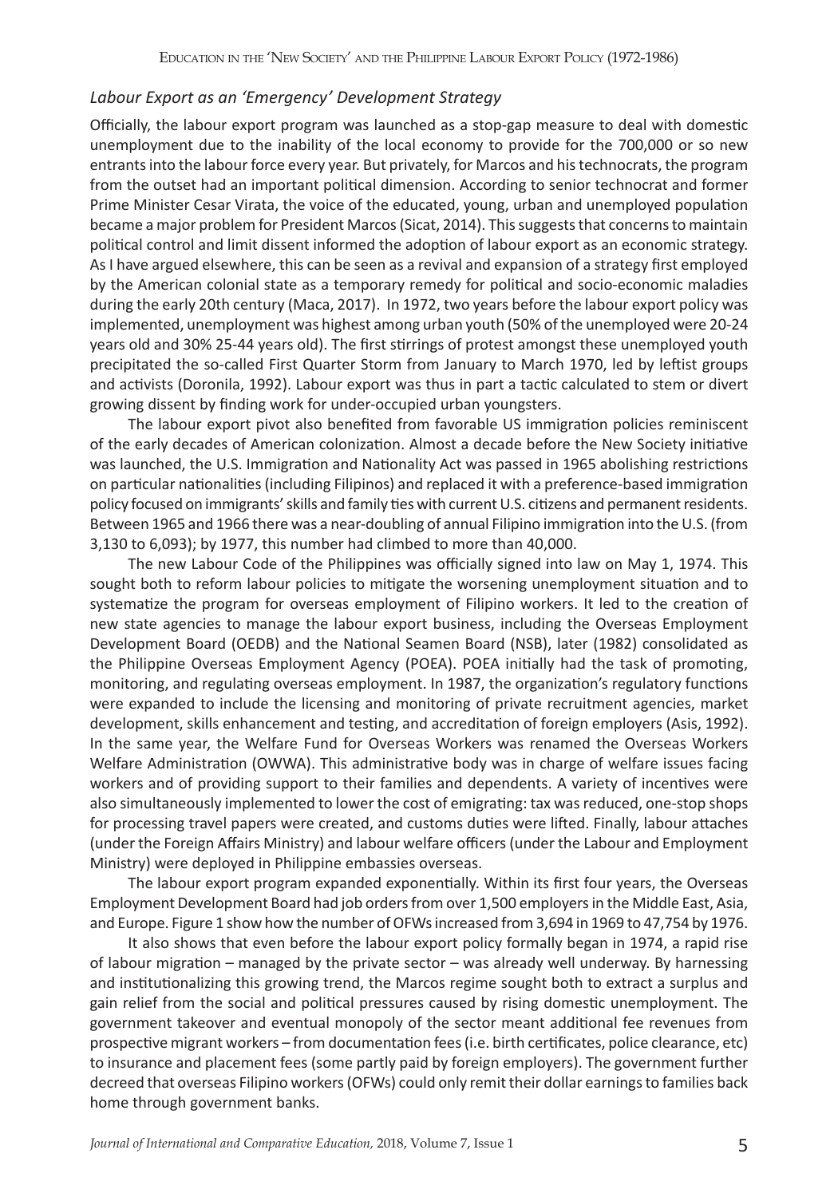### *Labour Export as an 'Emergency' Development Strategy*

Officially, the labour export program was launched as a stop-gap measure to deal with domestic unemployment due to the inability of the local economy to provide for the 700,000 or so new entrants into the labour force every year. But privately, for Marcos and his technocrats, the program from the outset had an important political dimension. According to senior technocrat and former Prime Minister Cesar Virata, the voice of the educated, young, urban and unemployed population became a major problem for President Marcos (Sicat, 2014). This suggests that concerns to maintain political control and limit dissent informed the adoption of labour export as an economic strategy. As I have argued elsewhere, this can be seen as a revival and expansion of a strategy first employed by the American colonial state as a temporary remedy for political and socio-economic maladies during the early 20th century (Maca, 2017). In 1972, two years before the labour export policy was implemented, unemployment was highest among urban youth (50% of the unemployed were 20-24 years old and 30% 25-44 years old). The first stirrings of protest amongst these unemployed youth precipitated the so-called First Quarter Storm from January to March 1970, led by leftist groups and activists (Doronila, 1992). Labour export was thus in part a tactic calculated to stem or divert growing dissent by finding work for under-occupied urban youngsters.

The labour export pivot also benefited from favorable US immigration policies reminiscent of the early decades of American colonization. Almost a decade before the New Society initiative was launched, the U.S. Immigration and Nationality Act was passed in 1965 abolishing restrictions on particular nationalities (including Filipinos) and replaced it with a preference-based immigration policy focused on immigrants' skills and family ties with current U.S. citizens and permanent residents. Between 1965 and 1966 there was a near-doubling of annual Filipino immigration into the U.S. (from 3,130 to 6,093); by 1977, this number had climbed to more than 40,000.

The new Labour Code of the Philippines was officially signed into law on May 1, 1974. This sought both to reform labour policies to mitigate the worsening unemployment situation and to systematize the program for overseas employment of Filipino workers. It led to the creation of new state agencies to manage the labour export business, including the Overseas Employment Development Board (OEDB) and the National Seamen Board (NSB), later (1982) consolidated as the Philippine Overseas Employment Agency (POEA). POEA initially had the task of promoting, monitoring, and regulating overseas employment. In 1987, the organization's regulatory functions were expanded to include the licensing and monitoring of private recruitment agencies, market development, skills enhancement and testing, and accreditation of foreign employers (Asis, 1992). In the same year, the Welfare Fund for Overseas Workers was renamed the Overseas Workers Welfare Administration (OWWA). This administrative body was in charge of welfare issues facing workers and of providing support to their families and dependents. A variety of incentives were also simultaneously implemented to lower the cost of emigrating: tax was reduced, one-stop shops for processing travel papers were created, and customs duties were lifted. Finally, labour attaches (under the Foreign Affairs Ministry) and labour welfare officers (under the Labour and Employment Ministry) were deployed in Philippine embassies overseas.

The labour export program expanded exponentially. Within its first four years, the Overseas Employment Development Board had job orders from over 1,500 employers in the Middle East, Asia, and Europe. Figure 1 show how the number of OFWs increased from 3,694 in 1969 to 47,754 by 1976.

It also shows that even before the labour export policy formally began in 1974, a rapid rise of labour migration – managed by the private sector – was already well underway. By harnessing and institutionalizing this growing trend, the Marcos regime sought both to extract a surplus and gain relief from the social and political pressures caused by rising domestic unemployment. The government takeover and eventual monopoly of the sector meant additional fee revenues from prospective migrant workers – from documentation fees (i.e. birth certificates, police clearance, etc) to insurance and placement fees (some partly paid by foreign employers). The government further decreed that overseas Filipino workers (OFWs) could only remit their dollar earnings to families back home through government banks.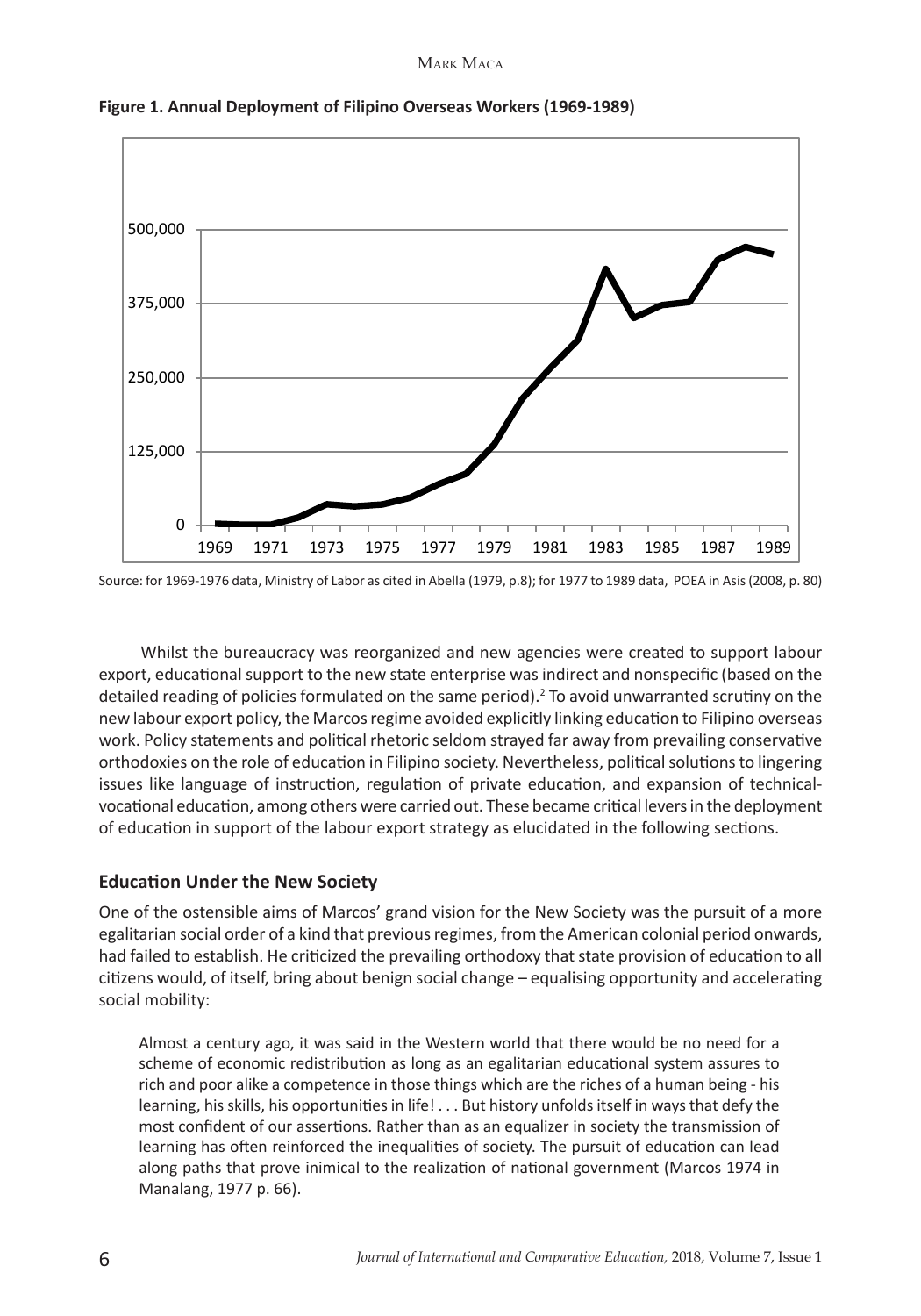**Figure 1. Annual Deployment of Filipino Overseas Workers (1969-1989)**

Source: for 1969-1976 data, Ministry of Labor as cited in Abella (1979, p.8); for 1977 to 1989 data, POEA in Asis (2008, p. 80)

Whilst the bureaucracy was reorganized and new agencies were created to support labour export, educational support to the new state enterprise was indirect and nonspecific (based on the detailed reading of policies formulated on the same period).[2] To avoid unwarranted scrutiny on the new labour export policy, the Marcos regime avoided explicitly linking education to Filipino overseas work. Policy statements and political rhetoric seldom strayed far away from prevailing conservative orthodoxies on the role of education in Filipino society. Nevertheless, political solutions to lingering issues like language of instruction, regulation of private education, and expansion of technical-vocational education, among others were carried out. These became critical levers in the deployment of education in support of the labour export strategy as elucidated in the following sections.

## Education Under the New Society

One of the ostensible aims of Marcos' grand vision for the New Society was the pursuit of a more egalitarian social order of a kind that previous regimes, from the American colonial period onwards, had failed to establish. He criticized the prevailing orthodoxy that state provision of education to all citizens would, of itself, bring about benign social change – equalising opportunity and accelerating social mobility:

> Almost a century ago, it was said in the Western world that there would be no need for a scheme of economic redistribution as long as an egalitarian educational system assures to rich and poor alike a competence in those things which are the riches of a human being - his learning, his skills, his opportunities in life! . . . But history unfolds itself in ways that defy the most confident of our assertions. Rather than as an equalizer in society the transmission of learning has often reinforced the inequalities of society. The pursuit of education can lead along paths that prove inimical to the realization of national government (Marcos 1974 in Manalang, 1977 p. 66).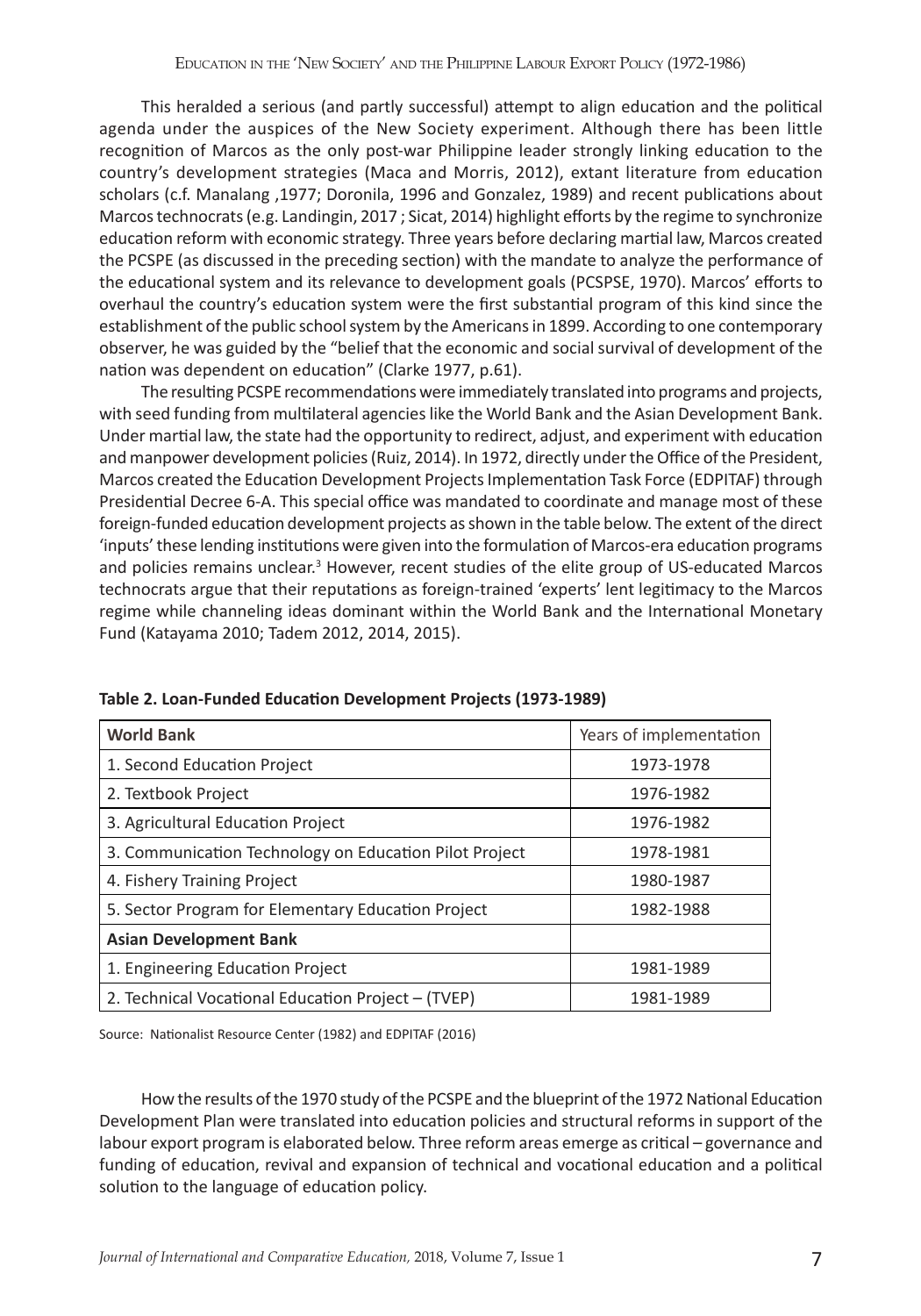This heralded a serious (and partly successful) attempt to align education and the political agenda under the auspices of the New Society experiment. Although there has been little recognition of Marcos as the only post-war Philippine leader strongly linking education to the country's development strategies (Maca and Morris, 2012), extant literature from education scholars (c.f. Manalang ,1977; Doronila, 1996 and Gonzalez, 1989) and recent publications about Marcos technocrats (e.g. Landingin, 2017 ; Sicat, 2014) highlight efforts by the regime to synchronize education reform with economic strategy. Three years before declaring martial law, Marcos created the PCSPE (as discussed in the preceding section) with the mandate to analyze the performance of the educational system and its relevance to development goals (PCSPSE, 1970). Marcos' efforts to overhaul the country's education system were the first substantial program of this kind since the establishment of the public school system by the Americans in 1899. According to one contemporary observer, he was guided by the "belief that the economic and social survival of development of the nation was dependent on education" (Clarke 1977, p.61).

The resulting PCSPE recommendations were immediately translated into programs and projects, with seed funding from multilateral agencies like the World Bank and the Asian Development Bank. Under martial law, the state had the opportunity to redirect, adjust, and experiment with education and manpower development policies (Ruiz, 2014). In 1972, directly under the Office of the President, Marcos created the Education Development Projects Implementation Task Force (EDPITAF) through Presidential Decree 6-A. This special office was mandated to coordinate and manage most of these foreign-funded education development projects as shown in the table below. The extent of the direct 'inputs' these lending institutions were given into the formulation of Marcos-era education programs and policies remains unclear.[3] However, recent studies of the elite group of US-educated Marcos technocrats argue that their reputations as foreign-trained 'experts' lent legitimacy to the Marcos regime while channeling ideas dominant within the World Bank and the International Monetary Fund (Katayama 2010; Tadem 2012, 2014, 2015).

**Table 2. Loan-Funded Education Development Projects (1973-1989)**

| **World Bank** | Years of implementation |
|---|---|
| 1. Second Education Project | 1973-1978 |
| 2. Textbook Project | 1976-1982 |
| 3. Agricultural Education Project | 1976-1982 |
| 3. Communication Technology on Education Pilot Project | 1978-1981 |
| 4. Fishery Training Project | 1980-1987 |
| 5. Sector Program for Elementary Education Project | 1982-1988 |
| **Asian Development Bank** | |
| 1. Engineering Education Project | 1981-1989 |
| 2. Technical Vocational Education Project – (TVEP) | 1981-1989 |

Source: Nationalist Resource Center (1982) and EDPITAF (2016)

How the results of the 1970 study of the PCSPE and the blueprint of the 1972 National Education Development Plan were translated into education policies and structural reforms in support of the labour export program is elaborated below. Three reform areas emerge as critical – governance and funding of education, revival and expansion of technical and vocational education and a political solution to the language of education policy.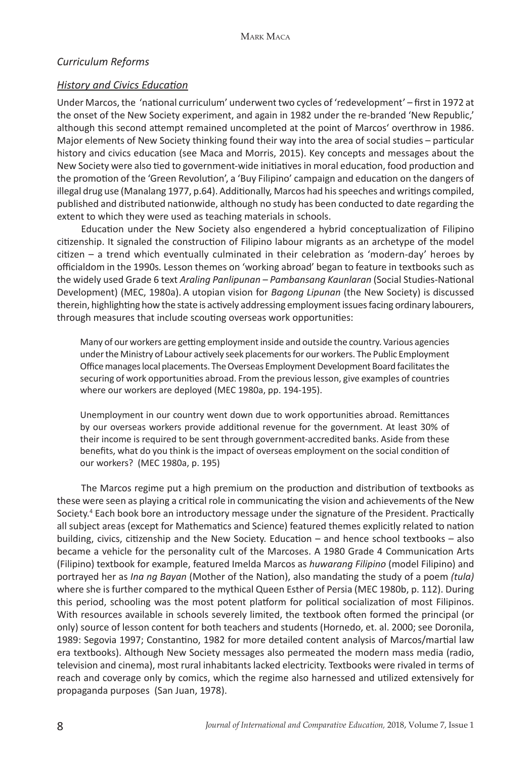### *Curriculum Reforms*

#### *History and Civics Education*

Under Marcos, the 'national curriculum' underwent two cycles of 'redevelopment' – first in 1972 at the onset of the New Society experiment, and again in 1982 under the re-branded 'New Republic,' although this second attempt remained uncompleted at the point of Marcos' overthrow in 1986. Major elements of New Society thinking found their way into the area of social studies – particular history and civics education (see Maca and Morris, 2015). Key concepts and messages about the New Society were also tied to government-wide initiatives in moral education, food production and the promotion of the 'Green Revolution', a 'Buy Filipino' campaign and education on the dangers of illegal drug use (Manalang 1977, p.64). Additionally, Marcos had his speeches and writings compiled, published and distributed nationwide, although no study has been conducted to date regarding the extent to which they were used as teaching materials in schools.

Education under the New Society also engendered a hybrid conceptualization of Filipino citizenship. It signaled the construction of Filipino labour migrants as an archetype of the model citizen – a trend which eventually culminated in their celebration as 'modern-day' heroes by officialdom in the 1990s. Lesson themes on 'working abroad' began to feature in textbooks such as the widely used Grade 6 text *Araling Panlipunan – Pambansang Kaunlaran* (Social Studies-National Development) (MEC, 1980a). A utopian vision for *Bagong Lipunan* (the New Society) is discussed therein, highlighting how the state is actively addressing employment issues facing ordinary labourers, through measures that include scouting overseas work opportunities:

> Many of our workers are getting employment inside and outside the country. Various agencies under the Ministry of Labour actively seek placements for our workers. The Public Employment Office manages local placements. The Overseas Employment Development Board facilitates the securing of work opportunities abroad. From the previous lesson, give examples of countries where our workers are deployed (MEC 1980a, pp. 194-195).

> Unemployment in our country went down due to work opportunities abroad. Remittances by our overseas workers provide additional revenue for the government. At least 30% of their income is required to be sent through government-accredited banks. Aside from these benefits, what do you think is the impact of overseas employment on the social condition of our workers? (MEC 1980a, p. 195)

The Marcos regime put a high premium on the production and distribution of textbooks as these were seen as playing a critical role in communicating the vision and achievements of the New Society.[4] Each book bore an introductory message under the signature of the President. Practically all subject areas (except for Mathematics and Science) featured themes explicitly related to nation building, civics, citizenship and the New Society. Education – and hence school textbooks – also became a vehicle for the personality cult of the Marcoses. A 1980 Grade 4 Communication Arts (Filipino) textbook for example, featured Imelda Marcos as *huwarang Filipino* (model Filipino) and portrayed her as *Ina ng Bayan* (Mother of the Nation), also mandating the study of a poem *(tula)* where she is further compared to the mythical Queen Esther of Persia (MEC 1980b, p. 112). During this period, schooling was the most potent platform for political socialization of most Filipinos. With resources available in schools severely limited, the textbook often formed the principal (or only) source of lesson content for both teachers and students (Hornedo, et. al. 2000; see Doronila, 1989: Segovia 1997; Constantino, 1982 for more detailed content analysis of Marcos/martial law era textbooks). Although New Society messages also permeated the modern mass media (radio, television and cinema), most rural inhabitants lacked electricity. Textbooks were rivaled in terms of reach and coverage only by comics, which the regime also harnessed and utilized extensively for propaganda purposes (San Juan, 1978).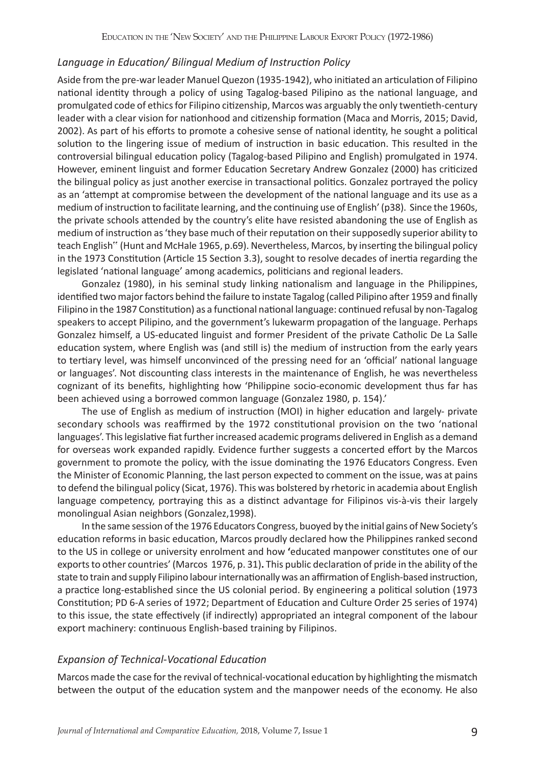### *Language in Education/ Bilingual Medium of Instruction Policy*

Aside from the pre-war leader Manuel Quezon (1935-1942), who initiated an articulation of Filipino national identity through a policy of using Tagalog-based Pilipino as the national language, and promulgated code of ethics for Filipino citizenship, Marcos was arguably the only twentieth-century leader with a clear vision for nationhood and citizenship formation (Maca and Morris, 2015; David, 2002). As part of his efforts to promote a cohesive sense of national identity, he sought a political solution to the lingering issue of medium of instruction in basic education. This resulted in the controversial bilingual education policy (Tagalog-based Pilipino and English) promulgated in 1974. However, eminent linguist and former Education Secretary Andrew Gonzalez (2000) has criticized the bilingual policy as just another exercise in transactional politics. Gonzalez portrayed the policy as an 'attempt at compromise between the development of the national language and its use as a medium of instruction to facilitate learning, and the continuing use of English' (p38). Since the 1960s, the private schools attended by the country's elite have resisted abandoning the use of English as medium of instruction as 'they base much of their reputation on their supposedly superior ability to teach English" (Hunt and McHale 1965, p.69). Nevertheless, Marcos, by inserting the bilingual policy in the 1973 Constitution (Article 15 Section 3.3), sought to resolve decades of inertia regarding the legislated 'national language' among academics, politicians and regional leaders.

Gonzalez (1980), in his seminal study linking nationalism and language in the Philippines, identified two major factors behind the failure to instate Tagalog (called Pilipino after 1959 and finally Filipino in the 1987 Constitution) as a functional national language: continued refusal by non-Tagalog speakers to accept Pilipino, and the government's lukewarm propagation of the language. Perhaps Gonzalez himself, a US-educated linguist and former President of the private Catholic De La Salle education system, where English was (and still is) the medium of instruction from the early years to tertiary level, was himself unconvinced of the pressing need for an 'official' national language or languages'. Not discounting class interests in the maintenance of English, he was nevertheless cognizant of its benefits, highlighting how 'Philippine socio-economic development thus far has been achieved using a borrowed common language (Gonzalez 1980, p. 154).'

The use of English as medium of instruction (MOI) in higher education and largely- private secondary schools was reaffirmed by the 1972 constitutional provision on the two 'national languages'. This legislative fiat further increased academic programs delivered in English as a demand for overseas work expanded rapidly. Evidence further suggests a concerted effort by the Marcos government to promote the policy, with the issue dominating the 1976 Educators Congress. Even the Minister of Economic Planning, the last person expected to comment on the issue, was at pains to defend the bilingual policy (Sicat, 1976). This was bolstered by rhetoric in academia about English language competency, portraying this as a distinct advantage for Filipinos vis-à-vis their largely monolingual Asian neighbors (Gonzalez,1998).

In the same session of the 1976 Educators Congress, buoyed by the initial gains of New Society's education reforms in basic education, Marcos proudly declared how the Philippines ranked second to the US in college or university enrolment and how **'**educated manpower constitutes one of our exports to other countries' (Marcos 1976, p. 31)**.** This public declaration of pride in the ability of the state to train and supply Filipino labour internationally was an affirmation of English-based instruction, a practice long-established since the US colonial period. By engineering a political solution (1973 Constitution; PD 6-A series of 1972; Department of Education and Culture Order 25 series of 1974) to this issue, the state effectively (if indirectly) appropriated an integral component of the labour export machinery: continuous English-based training by Filipinos.

### *Expansion of Technical-Vocational Education*

Marcos made the case for the revival of technical-vocational education by highlighting the mismatch between the output of the education system and the manpower needs of the economy. He also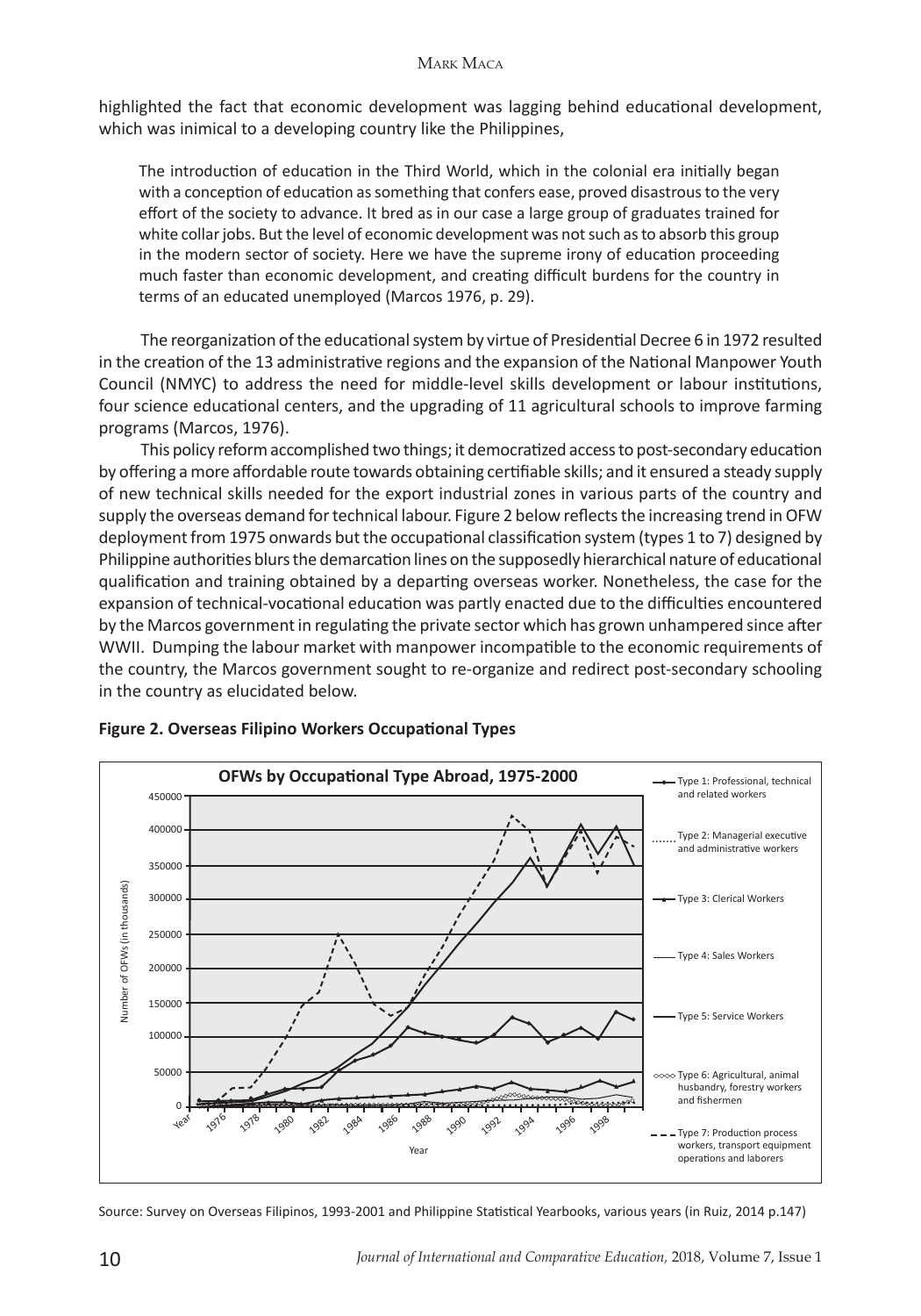highlighted the fact that economic development was lagging behind educational development, which was inimical to a developing country like the Philippines,

> The introduction of education in the Third World, which in the colonial era initially began with a conception of education as something that confers ease, proved disastrous to the very effort of the society to advance. It bred as in our case a large group of graduates trained for white collar jobs. But the level of economic development was not such as to absorb this group in the modern sector of society. Here we have the supreme irony of education proceeding much faster than economic development, and creating difficult burdens for the country in terms of an educated unemployed (Marcos 1976, p. 29).

The reorganization of the educational system by virtue of Presidential Decree 6 in 1972 resulted in the creation of the 13 administrative regions and the expansion of the National Manpower Youth Council (NMYC) to address the need for middle-level skills development or labour institutions, four science educational centers, and the upgrading of 11 agricultural schools to improve farming programs (Marcos, 1976).

This policy reform accomplished two things; it democratized access to post-secondary education by offering a more affordable route towards obtaining certifiable skills; and it ensured a steady supply of new technical skills needed for the export industrial zones in various parts of the country and supply the overseas demand for technical labour. Figure 2 below reflects the increasing trend in OFW deployment from 1975 onwards but the occupational classification system (types 1 to 7) designed by Philippine authorities blurs the demarcation lines on the supposedly hierarchical nature of educational qualification and training obtained by a departing overseas worker. Nonetheless, the case for the expansion of technical-vocational education was partly enacted due to the difficulties encountered by the Marcos government in regulating the private sector which has grown unhampered since after WWII. Dumping the labour market with manpower incompatible to the economic requirements of the country, the Marcos government sought to re-organize and redirect post-secondary schooling in the country as elucidated below.

**Figure 2. Overseas Filipino Workers Occupational Types**

Source: Survey on Overseas Filipinos, 1993-2001 and Philippine Statistical Yearbooks, various years (in Ruiz, 2014 p.147)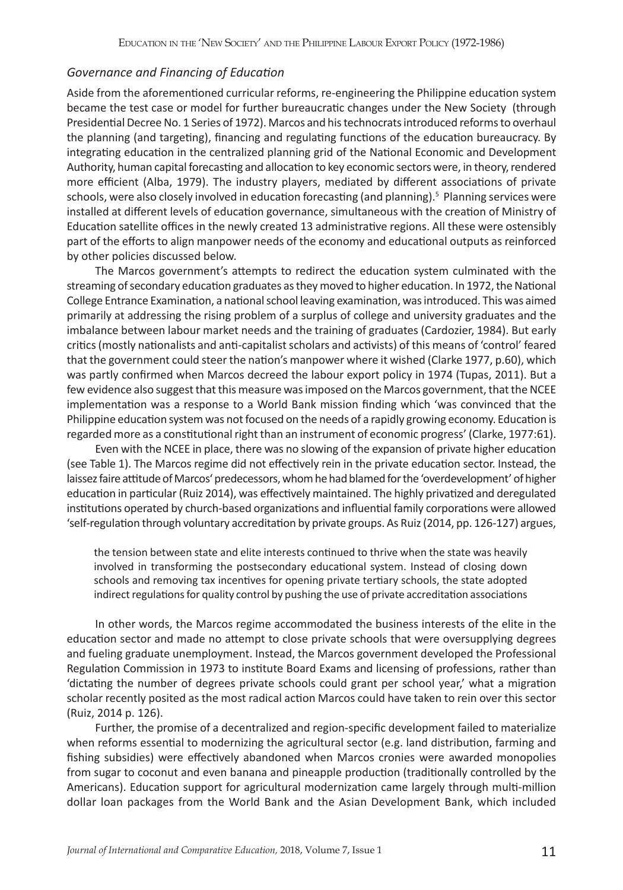### *Governance and Financing of Education*

Aside from the aforementioned curricular reforms, re-engineering the Philippine education system became the test case or model for further bureaucratic changes under the New Society (through Presidential Decree No. 1 Series of 1972). Marcos and his technocrats introduced reforms to overhaul the planning (and targeting), financing and regulating functions of the education bureaucracy. By integrating education in the centralized planning grid of the National Economic and Development Authority, human capital forecasting and allocation to key economic sectors were, in theory, rendered more efficient (Alba, 1979). The industry players, mediated by different associations of private schools, were also closely involved in education forecasting (and planning).[5] Planning services were installed at different levels of education governance, simultaneous with the creation of Ministry of Education satellite offices in the newly created 13 administrative regions. All these were ostensibly part of the efforts to align manpower needs of the economy and educational outputs as reinforced by other policies discussed below.

The Marcos government's attempts to redirect the education system culminated with the streaming of secondary education graduates as they moved to higher education. In 1972, the National College Entrance Examination, a national school leaving examination, was introduced. This was aimed primarily at addressing the rising problem of a surplus of college and university graduates and the imbalance between labour market needs and the training of graduates (Cardozier, 1984). But early critics (mostly nationalists and anti-capitalist scholars and activists) of this means of 'control' feared that the government could steer the nation's manpower where it wished (Clarke 1977, p.60), which was partly confirmed when Marcos decreed the labour export policy in 1974 (Tupas, 2011). But a few evidence also suggest that this measure was imposed on the Marcos government, that the NCEE implementation was a response to a World Bank mission finding which 'was convinced that the Philippine education system was not focused on the needs of a rapidly growing economy. Education is regarded more as a constitutional right than an instrument of economic progress' (Clarke, 1977:61).

Even with the NCEE in place, there was no slowing of the expansion of private higher education (see Table 1). The Marcos regime did not effectively rein in the private education sector. Instead, the laissez faire attitude of Marcos' predecessors, whom he had blamed for the 'overdevelopment' of higher education in particular (Ruiz 2014), was effectively maintained. The highly privatized and deregulated institutions operated by church-based organizations and influential family corporations were allowed 'self-regulation through voluntary accreditation by private groups. As Ruiz (2014, pp. 126-127) argues,

> the tension between state and elite interests continued to thrive when the state was heavily involved in transforming the postsecondary educational system. Instead of closing down schools and removing tax incentives for opening private tertiary schools, the state adopted indirect regulations for quality control by pushing the use of private accreditation associations

In other words, the Marcos regime accommodated the business interests of the elite in the education sector and made no attempt to close private schools that were oversupplying degrees and fueling graduate unemployment. Instead, the Marcos government developed the Professional Regulation Commission in 1973 to institute Board Exams and licensing of professions, rather than 'dictating the number of degrees private schools could grant per school year,' what a migration scholar recently posited as the most radical action Marcos could have taken to rein over this sector (Ruiz, 2014 p. 126).

Further, the promise of a decentralized and region-specific development failed to materialize when reforms essential to modernizing the agricultural sector (e.g. land distribution, farming and fishing subsidies) were effectively abandoned when Marcos cronies were awarded monopolies from sugar to coconut and even banana and pineapple production (traditionally controlled by the Americans). Education support for agricultural modernization came largely through multi-million dollar loan packages from the World Bank and the Asian Development Bank, which included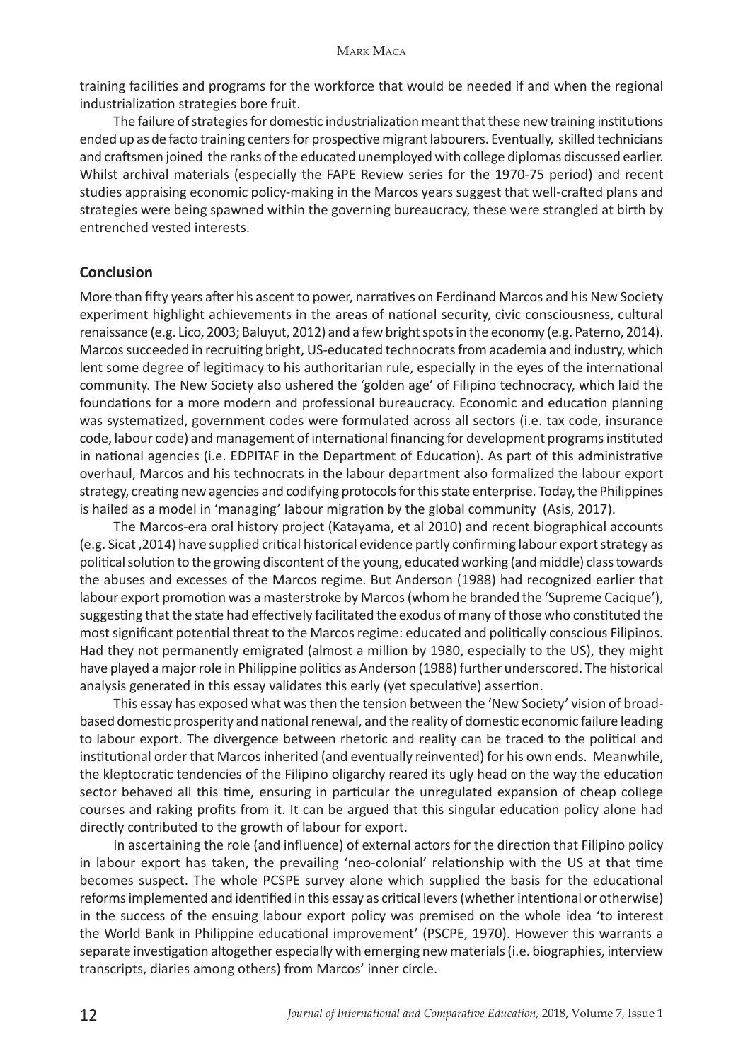training facilities and programs for the workforce that would be needed if and when the regional industrialization strategies bore fruit.

The failure of strategies for domestic industrialization meant that these new training institutions ended up as de facto training centers for prospective migrant labourers. Eventually, skilled technicians and craftsmen joined the ranks of the educated unemployed with college diplomas discussed earlier. Whilst archival materials (especially the FAPE Review series for the 1970-75 period) and recent studies appraising economic policy-making in the Marcos years suggest that well-crafted plans and strategies were being spawned within the governing bureaucracy, these were strangled at birth by entrenched vested interests.

## Conclusion

More than fifty years after his ascent to power, narratives on Ferdinand Marcos and his New Society experiment highlight achievements in the areas of national security, civic consciousness, cultural renaissance (e.g. Lico, 2003; Baluyut, 2012) and a few bright spots in the economy (e.g. Paterno, 2014). Marcos succeeded in recruiting bright, US-educated technocrats from academia and industry, which lent some degree of legitimacy to his authoritarian rule, especially in the eyes of the international community. The New Society also ushered the 'golden age' of Filipino technocracy, which laid the foundations for a more modern and professional bureaucracy. Economic and education planning was systematized, government codes were formulated across all sectors (i.e. tax code, insurance code, labour code) and management of international financing for development programs instituted in national agencies (i.e. EDPITAF in the Department of Education). As part of this administrative overhaul, Marcos and his technocrats in the labour department also formalized the labour export strategy, creating new agencies and codifying protocols for this state enterprise. Today, the Philippines is hailed as a model in 'managing' labour migration by the global community (Asis, 2017).

The Marcos-era oral history project (Katayama, et al 2010) and recent biographical accounts (e.g. Sicat ,2014) have supplied critical historical evidence partly confirming labour export strategy as political solution to the growing discontent of the young, educated working (and middle) class towards the abuses and excesses of the Marcos regime. But Anderson (1988) had recognized earlier that labour export promotion was a masterstroke by Marcos (whom he branded the 'Supreme Cacique'), suggesting that the state had effectively facilitated the exodus of many of those who constituted the most significant potential threat to the Marcos regime: educated and politically conscious Filipinos. Had they not permanently emigrated (almost a million by 1980, especially to the US), they might have played a major role in Philippine politics as Anderson (1988) further underscored. The historical analysis generated in this essay validates this early (yet speculative) assertion.

This essay has exposed what was then the tension between the 'New Society' vision of broad-based domestic prosperity and national renewal, and the reality of domestic economic failure leading to labour export. The divergence between rhetoric and reality can be traced to the political and institutional order that Marcos inherited (and eventually reinvented) for his own ends. Meanwhile, the kleptocratic tendencies of the Filipino oligarchy reared its ugly head on the way the education sector behaved all this time, ensuring in particular the unregulated expansion of cheap college courses and raking profits from it. It can be argued that this singular education policy alone had directly contributed to the growth of labour for export.

In ascertaining the role (and influence) of external actors for the direction that Filipino policy in labour export has taken, the prevailing 'neo-colonial' relationship with the US at that time becomes suspect. The whole PCSPE survey alone which supplied the basis for the educational reforms implemented and identified in this essay as critical levers (whether intentional or otherwise) in the success of the ensuing labour export policy was premised on the whole idea 'to interest the World Bank in Philippine educational improvement' (PSCPE, 1970). However this warrants a separate investigation altogether especially with emerging new materials (i.e. biographies, interview transcripts, diaries among others) from Marcos' inner circle.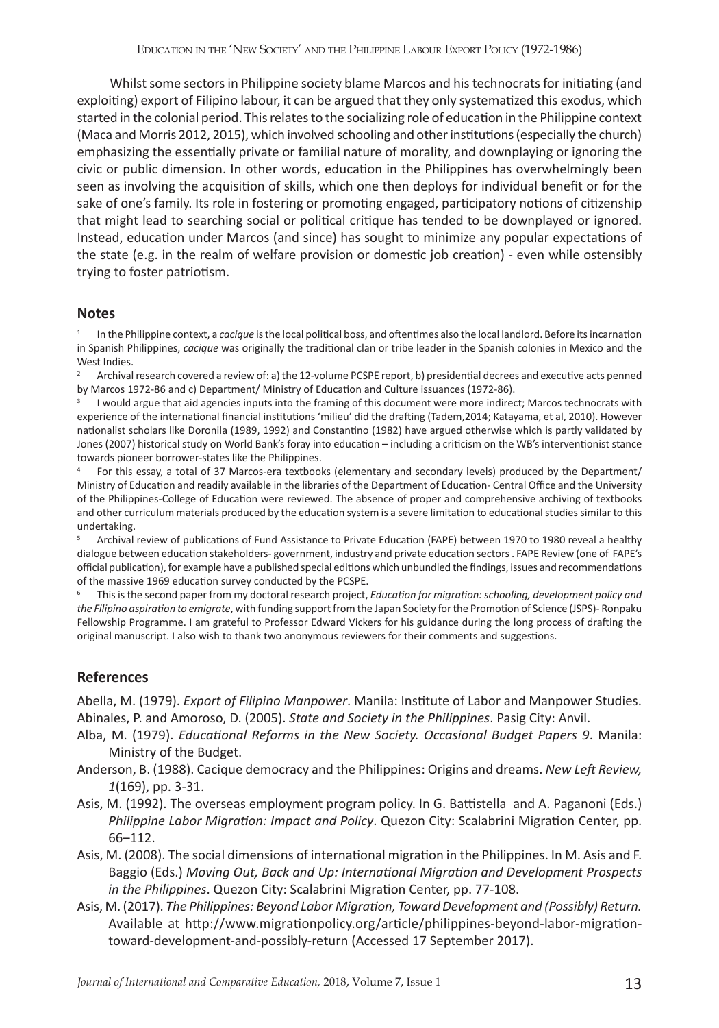Whilst some sectors in Philippine society blame Marcos and his technocrats for initiating (and exploiting) export of Filipino labour, it can be argued that they only systematized this exodus, which started in the colonial period. This relates to the socializing role of education in the Philippine context (Maca and Morris 2012, 2015), which involved schooling and other institutions (especially the church) emphasizing the essentially private or familial nature of morality, and downplaying or ignoring the civic or public dimension. In other words, education in the Philippines has overwhelmingly been seen as involving the acquisition of skills, which one then deploys for individual benefit or for the sake of one's family. Its role in fostering or promoting engaged, participatory notions of citizenship that might lead to searching social or political critique has tended to be downplayed or ignored. Instead, education under Marcos (and since) has sought to minimize any popular expectations of the state (e.g. in the realm of welfare provision or domestic job creation) - even while ostensibly trying to foster patriotism.

## Notes

[1] In the Philippine context, a *cacique* is the local political boss, and oftentimes also the local landlord. Before its incarnation in Spanish Philippines, *cacique* was originally the traditional clan or tribe leader in the Spanish colonies in Mexico and the West Indies.

[2] Archival research covered a review of: a) the 12-volume PCSPE report, b) presidential decrees and executive acts penned by Marcos 1972-86 and c) Department/ Ministry of Education and Culture issuances (1972-86).

[3] I would argue that aid agencies inputs into the framing of this document were more indirect; Marcos technocrats with experience of the international financial institutions 'milieu' did the drafting (Tadem,2014; Katayama, et al, 2010). However nationalist scholars like Doronila (1989, 1992) and Constantino (1982) have argued otherwise which is partly validated by Jones (2007) historical study on World Bank's foray into education – including a criticism on the WB's interventionist stance towards pioneer borrower-states like the Philippines.

[4] For this essay, a total of 37 Marcos-era textbooks (elementary and secondary levels) produced by the Department/ Ministry of Education and readily available in the libraries of the Department of Education- Central Office and the University of the Philippines-College of Education were reviewed. The absence of proper and comprehensive archiving of textbooks and other curriculum materials produced by the education system is a severe limitation to educational studies similar to this undertaking.

[5] Archival review of publications of Fund Assistance to Private Education (FAPE) between 1970 to 1980 reveal a healthy dialogue between education stakeholders- government, industry and private education sectors . FAPE Review (one of FAPE's official publication), for example have a published special editions which unbundled the findings, issues and recommendations of the massive 1969 education survey conducted by the PCSPE.

[6] This is the second paper from my doctoral research project, *Education for migration: schooling, development policy and the Filipino aspiration to emigrate*, with funding support from the Japan Society for the Promotion of Science (JSPS)- Ronpaku Fellowship Programme. I am grateful to Professor Edward Vickers for his guidance during the long process of drafting the original manuscript. I also wish to thank two anonymous reviewers for their comments and suggestions.

## References

Abella, M. (1979). *Export of Filipino Manpower*. Manila: Institute of Labor and Manpower Studies.

Abinales, P. and Amoroso, D. (2005). *State and Society in the Philippines*. Pasig City: Anvil.

Alba, M. (1979). *Educational Reforms in the New Society. Occasional Budget Papers 9*. Manila: Ministry of the Budget.

Anderson, B. (1988). Cacique democracy and the Philippines: Origins and dreams. *New Left Review, 1*(169), pp. 3-31.

Asis, M. (1992). The overseas employment program policy. In G. Battistella and A. Paganoni (Eds.) *Philippine Labor Migration: Impact and Policy*. Quezon City: Scalabrini Migration Center, pp. 66–112.

Asis, M. (2008). The social dimensions of international migration in the Philippines. In M. Asis and F. Baggio (Eds.) *Moving Out, Back and Up: International Migration and Development Prospects in the Philippines*. Quezon City: Scalabrini Migration Center, pp. 77-108.

Asis, M. (2017). *The Philippines: Beyond Labor Migration, Toward Development and (Possibly) Return.* Available at http://www.migrationpolicy.org/article/philippines-beyond-labor-migration-toward-development-and-possibly-return (Accessed 17 September 2017).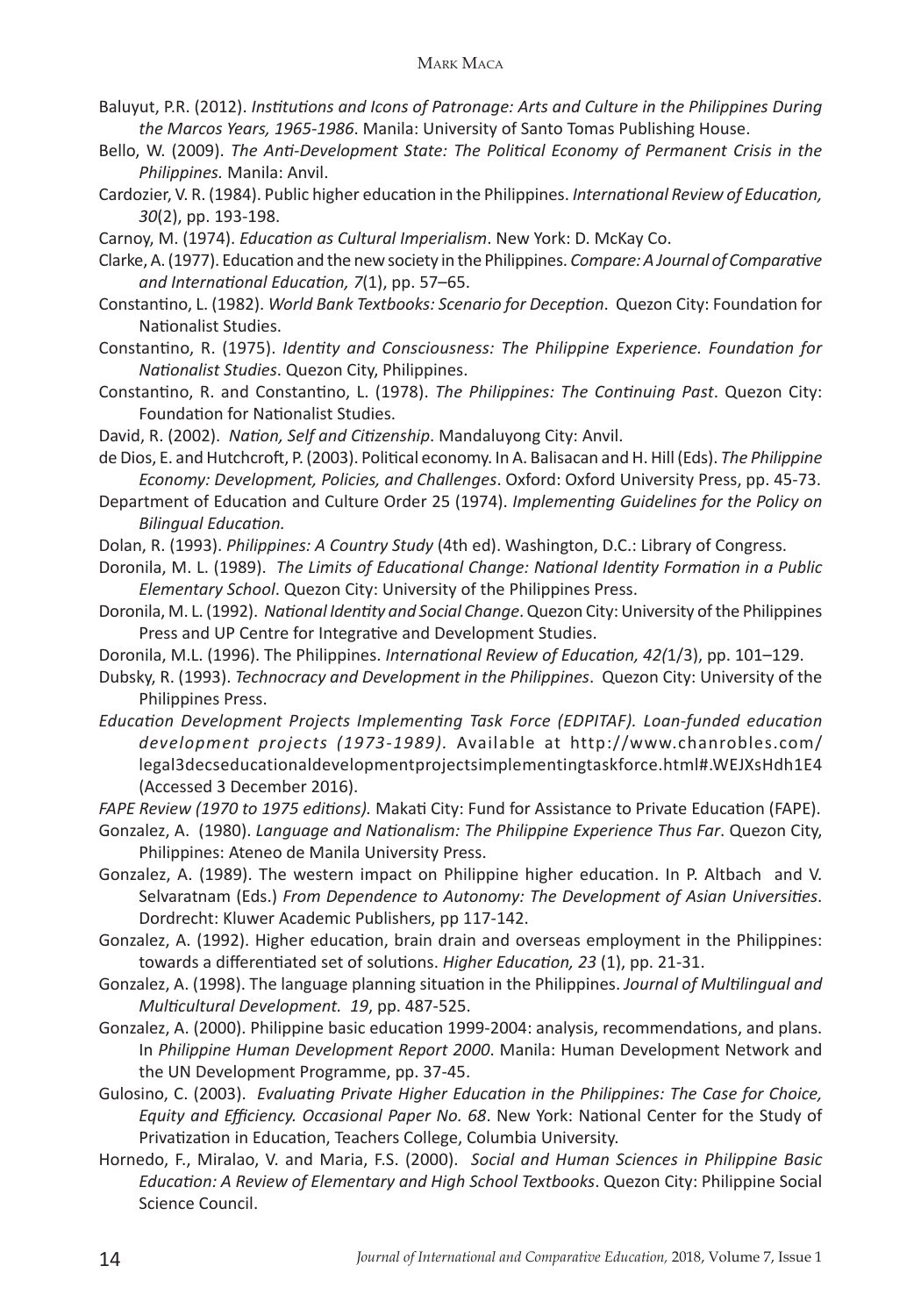Baluyut, P.R. (2012). *Institutions and Icons of Patronage: Arts and Culture in the Philippines During the Marcos Years, 1965-1986*. Manila: University of Santo Tomas Publishing House.

Bello, W. (2009). *The Anti-Development State: The Political Economy of Permanent Crisis in the Philippines.* Manila: Anvil.

Cardozier, V. R. (1984). Public higher education in the Philippines. *International Review of Education, 30*(2), pp. 193-198.

Carnoy, M. (1974). *Education as Cultural Imperialism*. New York: D. McKay Co.

Clarke, A. (1977). Education and the new society in the Philippines. *Compare: A Journal of Comparative and International Education, 7*(1), pp. 57–65.

Constantino, L. (1982). *World Bank Textbooks: Scenario for Deception*. Quezon City: Foundation for Nationalist Studies.

Constantino, R. (1975). *Identity and Consciousness: The Philippine Experience. Foundation for Nationalist Studies*. Quezon City, Philippines.

Constantino, R. and Constantino, L. (1978). *The Philippines: The Continuing Past*. Quezon City: Foundation for Nationalist Studies.

David, R. (2002). *Nation, Self and Citizenship*. Mandaluyong City: Anvil.

de Dios, E. and Hutchcroft, P. (2003). Political economy. In A. Balisacan and H. Hill (Eds). *The Philippine Economy: Development, Policies, and Challenges*. Oxford: Oxford University Press, pp. 45-73.

Department of Education and Culture Order 25 (1974). *Implementing Guidelines for the Policy on Bilingual Education.*

Dolan, R. (1993). *Philippines: A Country Study* (4th ed). Washington, D.C.: Library of Congress.

Doronila, M. L. (1989). *The Limits of Educational Change: National Identity Formation in a Public Elementary School*. Quezon City: University of the Philippines Press.

Doronila, M. L. (1992). *National Identity and Social Change*. Quezon City: University of the Philippines Press and UP Centre for Integrative and Development Studies.

Doronila, M.L. (1996). The Philippines. *International Review of Education, 42(*1/3), pp. 101–129.

Dubsky, R. (1993). *Technocracy and Development in the Philippines*. Quezon City: University of the Philippines Press.

*Education Development Projects Implementing Task Force (EDPITAF). Loan-funded education development projects (1973-1989)*. Available at http://www.chanrobles.com/legal3decseducationaldevelopmentprojectsimplementingtaskforce.html#.WEJXsHdh1E4 (Accessed 3 December 2016).

*FAPE Review (1970 to 1975 editions).* Makati City: Fund for Assistance to Private Education (FAPE).

Gonzalez, A. (1980). *Language and Nationalism: The Philippine Experience Thus Far*. Quezon City, Philippines: Ateneo de Manila University Press.

Gonzalez, A. (1989). The western impact on Philippine higher education. In P. Altbach and V. Selvaratnam (Eds.) *From Dependence to Autonomy: The Development of Asian Universities*. Dordrecht: Kluwer Academic Publishers, pp 117-142.

Gonzalez, A. (1992). Higher education, brain drain and overseas employment in the Philippines: towards a differentiated set of solutions. *Higher Education, 23* (1), pp. 21-31.

Gonzalez, A. (1998). The language planning situation in the Philippines. *Journal of Multilingual and Multicultural Development. 19*, pp. 487-525.

Gonzalez, A. (2000). Philippine basic education 1999-2004: analysis, recommendations, and plans. In *Philippine Human Development Report 2000*. Manila: Human Development Network and the UN Development Programme, pp. 37-45.

Gulosino, C. (2003). *Evaluating Private Higher Education in the Philippines: The Case for Choice, Equity and Efficiency. Occasional Paper No. 68*. New York: National Center for the Study of Privatization in Education, Teachers College, Columbia University.

Hornedo, F., Miralao, V. and Maria, F.S. (2000). *Social and Human Sciences in Philippine Basic Education: A Review of Elementary and High School Textbooks*. Quezon City: Philippine Social Science Council.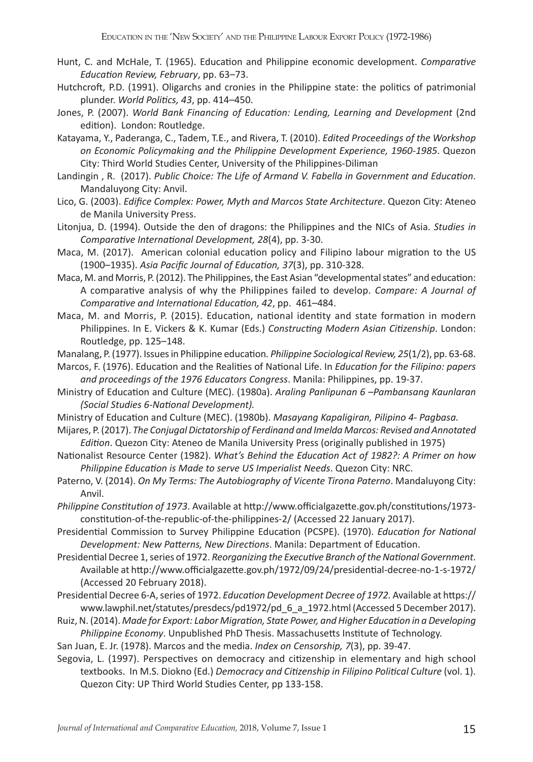Hunt, C. and McHale, T. (1965). Education and Philippine economic development. *Comparative Education Review, February*, pp. 63–73.

Hutchcroft, P.D. (1991). Oligarchs and cronies in the Philippine state: the politics of patrimonial plunder. *World Politics, 43*, pp. 414–450.

Jones, P. (2007). *World Bank Financing of Education: Lending, Learning and Development* (2nd edition). London: Routledge.

Katayama, Y., Paderanga, C., Tadem, T.E., and Rivera, T. (2010). *Edited Proceedings of the Workshop on Economic Policymaking and the Philippine Development Experience, 1960-1985*. Quezon City: Third World Studies Center, University of the Philippines-Diliman

Landingin , R. (2017). *Public Choice: The Life of Armand V. Fabella in Government and Education*. Mandaluyong City: Anvil.

Lico, G. (2003). *Edifice Complex: Power, Myth and Marcos State Architecture*. Quezon City: Ateneo de Manila University Press.

Litonjua, D. (1994). Outside the den of dragons: the Philippines and the NICs of Asia. *Studies in Comparative International Development, 28*(4), pp. 3-30.

Maca, M. (2017). American colonial education policy and Filipino labour migration to the US (1900–1935). *Asia Pacific Journal of Education, 37*(3), pp. 310-328.

Maca, M. and Morris, P. (2012). The Philippines, the East Asian "developmental states" and education: A comparative analysis of why the Philippines failed to develop. *Compare: A Journal of Comparative and International Education, 42*, pp. 461–484.

Maca, M. and Morris, P. (2015). Education, national identity and state formation in modern Philippines. In E. Vickers & K. Kumar (Eds.) *Constructing Modern Asian Citizenship*. London: Routledge, pp. 125–148.

Manalang, P. (1977). Issues in Philippine education*. Philippine Sociological Review, 25*(1/2), pp. 63-68.

Marcos, F. (1976). Education and the Realities of National Life. In *Education for the Filipino: papers and proceedings of the 1976 Educators Congress*. Manila: Philippines, pp. 19-37.

Ministry of Education and Culture (MEC). (1980a). *Araling Panlipunan 6 –Pambansang Kaunlaran (Social Studies 6-National Development).*

Ministry of Education and Culture (MEC). (1980b). *Masayang Kapaligiran, Pilipino 4- Pagbasa*.

Mijares, P. (2017). *The Conjugal Dictatorship of Ferdinand and Imelda Marcos: Revised and Annotated Edition*. Quezon City: Ateneo de Manila University Press (originally published in 1975)

Nationalist Resource Center (1982). *What's Behind the Education Act of 1982?: A Primer on how Philippine Education is Made to serve US Imperialist Needs*. Quezon City: NRC.

Paterno, V. (2014). *On My Terms: The Autobiography of Vicente Tirona Paterno*. Mandaluyong City: Anvil.

*Philippine Constitution of 1973*. Available at http://www.officialgazette.gov.ph/constitutions/1973-constitution-of-the-republic-of-the-philippines-2/ (Accessed 22 January 2017).

Presidential Commission to Survey Philippine Education (PCSPE). (1970). *Education for National Development: New Patterns, New Directions*. Manila: Department of Education.

Presidential Decree 1, series of 1972. *Reorganizing the Executive Branch of the National Government.* Available at http://www.officialgazette.gov.ph/1972/09/24/presidential-decree-no-1-s-1972/ (Accessed 20 February 2018).

Presidential Decree 6-A, series of 1972. *Education Development Decree of 1972.* Available at https://www.lawphil.net/statutes/presdecs/pd1972/pd_6_a_1972.html (Accessed 5 December 2017).

Ruiz, N. (2014). *Made for Export: Labor Migration, State Power, and Higher Education in a Developing Philippine Economy*. Unpublished PhD Thesis. Massachusetts Institute of Technology.

San Juan, E. Jr. (1978). Marcos and the media. *Index on Censorship, 7*(3), pp. 39-47.

Segovia, L. (1997). Perspectives on democracy and citizenship in elementary and high school textbooks. In M.S. Diokno (Ed.) *Democracy and Citizenship in Filipino Political Culture* (vol. 1). Quezon City: UP Third World Studies Center, pp 133-158.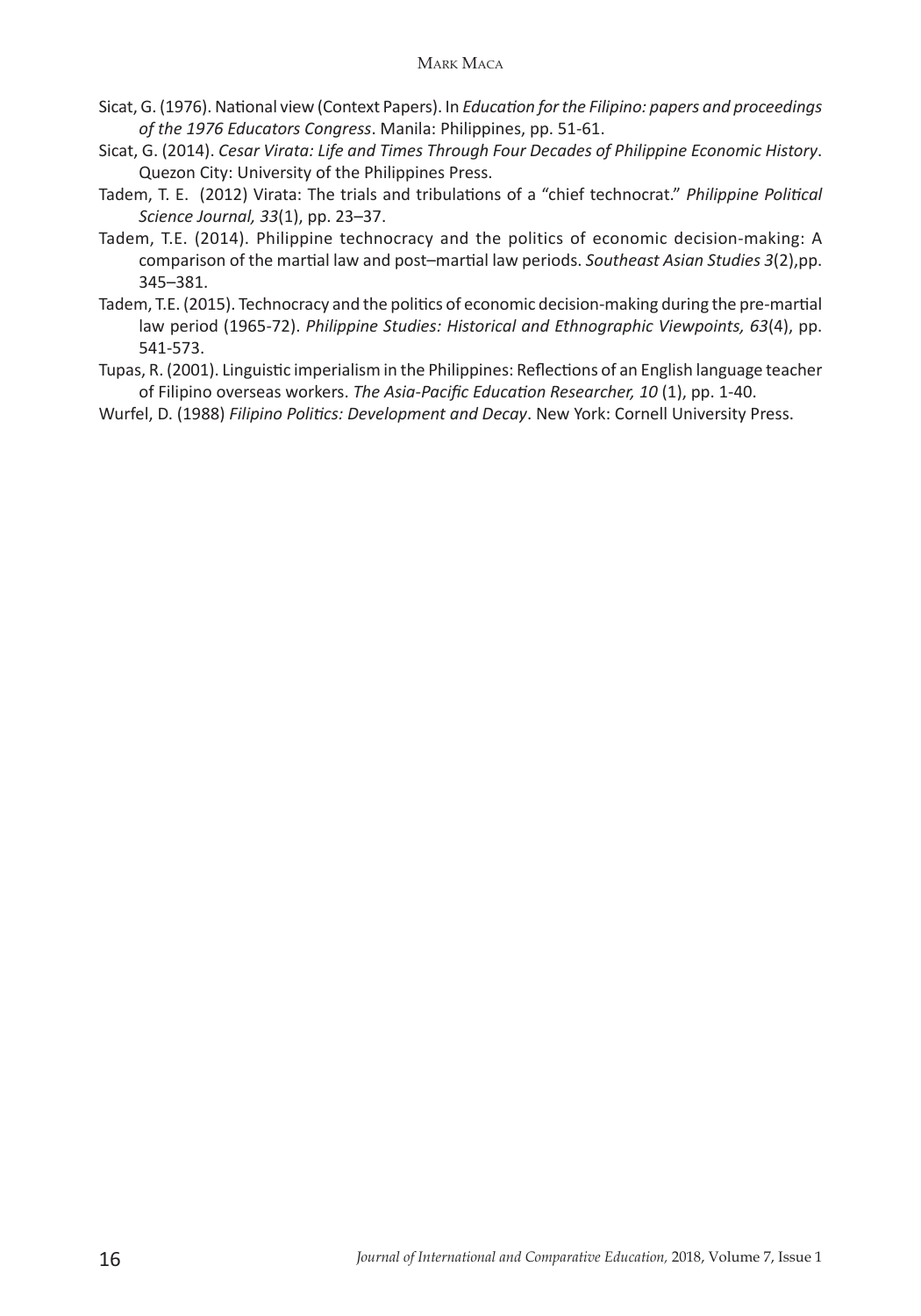Sicat, G. (1976). National view (Context Papers). In *Education for the Filipino: papers and proceedings of the 1976 Educators Congress*. Manila: Philippines, pp. 51-61.

Sicat, G. (2014). *Cesar Virata: Life and Times Through Four Decades of Philippine Economic History*. Quezon City: University of the Philippines Press.

Tadem, T. E. (2012) Virata: The trials and tribulations of a "chief technocrat." *Philippine Political Science Journal, 33*(1), pp. 23–37.

Tadem, T.E. (2014). Philippine technocracy and the politics of economic decision-making: A comparison of the martial law and post–martial law periods. *Southeast Asian Studies 3*(2),pp. 345–381.

Tadem, T.E. (2015). Technocracy and the politics of economic decision-making during the pre-martial law period (1965-72). *Philippine Studies: Historical and Ethnographic Viewpoints, 63*(4), pp. 541-573.

Tupas, R. (2001). Linguistic imperialism in the Philippines: Reflections of an English language teacher of Filipino overseas workers. *The Asia-Pacific Education Researcher, 10* (1), pp. 1-40.

Wurfel, D. (1988) *Filipino Politics: Development and Decay*. New York: Cornell University Press.